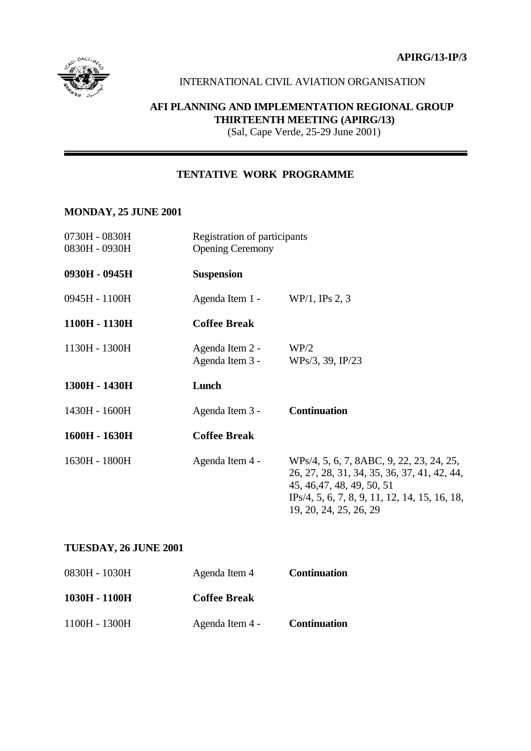**APIRG/13-IP/3**

INTERNATIONAL CIVIL AVIATION ORGANISATION

**AFI PLANNING AND IMPLEMENTATION REGIONAL GROUP**
**THIRTEENTH MEETING (APIRG/13)**
(Sal, Cape Verde, 25-29 June 2001)

---

## TENTATIVE WORK PROGRAMME

### MONDAY, 25 JUNE 2001

| | | |
|---|---|---|
| 0730H - 0830H | Registration of participants | |
| 0830H - 0930H | Opening Ceremony | |
| **0930H - 0945H** | **Suspension** | |
| 0945H - 1100H | Agenda Item 1 - | WP/1, IPs 2, 3 |
| **1100H - 1130H** | **Coffee Break** | |
| 1130H - 1300H | Agenda Item 2 - | WP/2 |
| | Agenda Item 3 - | WPs/3, 39, IP/23 |
| **1300H - 1430H** | **Lunch** | |
| 1430H - 1600H | Agenda Item 3 - | **Continuation** |
| **1600H - 1630H** | **Coffee Break** | |
| 1630H - 1800H | Agenda Item 4 - | WPs/4, 5, 6, 7, 8ABC, 9, 22, 23, 24, 25, 26, 27, 28, 31, 34, 35, 36, 37, 41, 42, 44, 45, 46,47, 48, 49, 50, 51<br>IPs/4, 5, 6, 7, 8, 9, 11, 12, 14, 15, 16, 18, 19, 20, 24, 25, 26, 29 |

### TUESDAY, 26 JUNE 2001

| | | |
|---|---|---|
| 0830H - 1030H | Agenda Item 4 | **Continuation** |
| **1030H - 1100H** | **Coffee Break** | |
| 1100H - 1300H | Agenda Item 4 - | **Continuation** |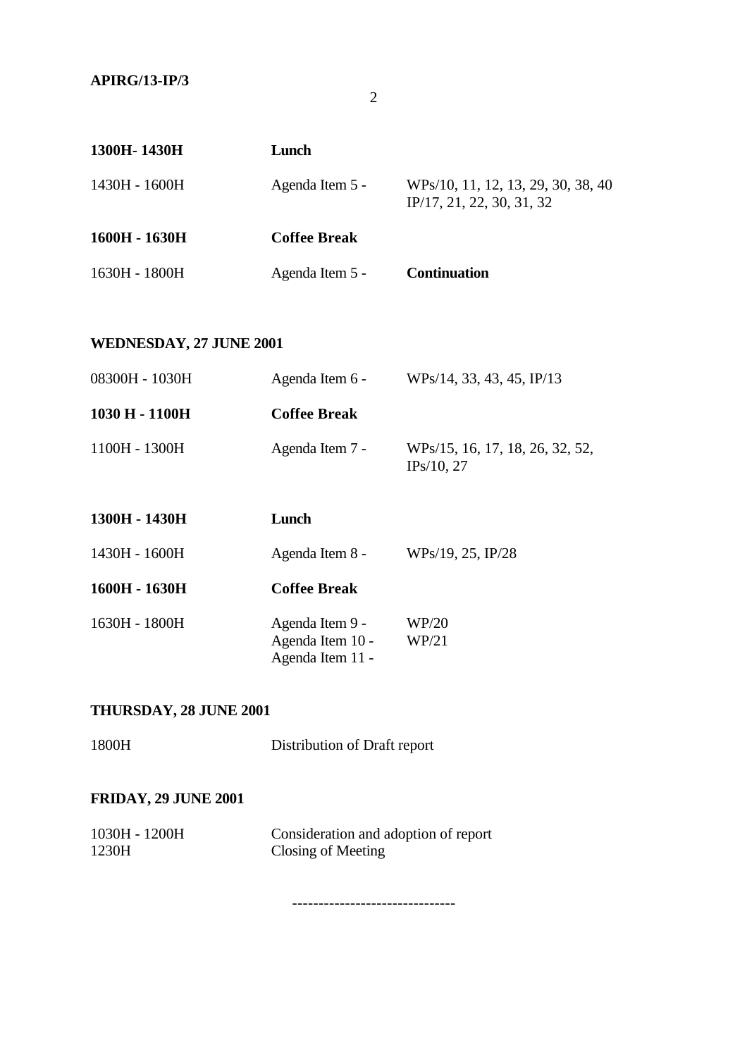| | | |
|---|---|---|
| **1300H- 1430H** | **Lunch** | |
| 1430H - 1600H | Agenda Item 5 - | WPs/10, 11, 12, 13, 29, 30, 38, 40<br>IP/17, 21, 22, 30, 31, 32 |
| **1600H - 1630H** | **Coffee Break** | |
| 1630H - 1800H | Agenda Item 5 - | **Continuation** |

**WEDNESDAY, 27 JUNE 2001**

| | | |
|---|---|---|
| 08300H - 1030H | Agenda Item 6 - | WPs/14, 33, 43, 45, IP/13 |
| **1030 H - 1100H** | **Coffee Break** | |
| 1100H - 1300H | Agenda Item 7 - | WPs/15, 16, 17, 18, 26, 32, 52,<br>IPs/10, 27 |
| **1300H - 1430H** | **Lunch** | |
| 1430H - 1600H | Agenda Item 8 - | WPs/19, 25, IP/28 |
| **1600H - 1630H** | **Coffee Break** | |
| 1630H - 1800H | Agenda Item 9 -<br>Agenda Item 10 -<br>Agenda Item 11 - | WP/20<br>WP/21 |

**THURSDAY, 28 JUNE 2001**

| | |
|---|---|
| 1800H | Distribution of Draft report |

**FRIDAY, 29 JUNE 2001**

| | |
|---|---|
| 1030H - 1200H | Consideration and adoption of report |
| 1230H | Closing of Meeting |

-------------------------------